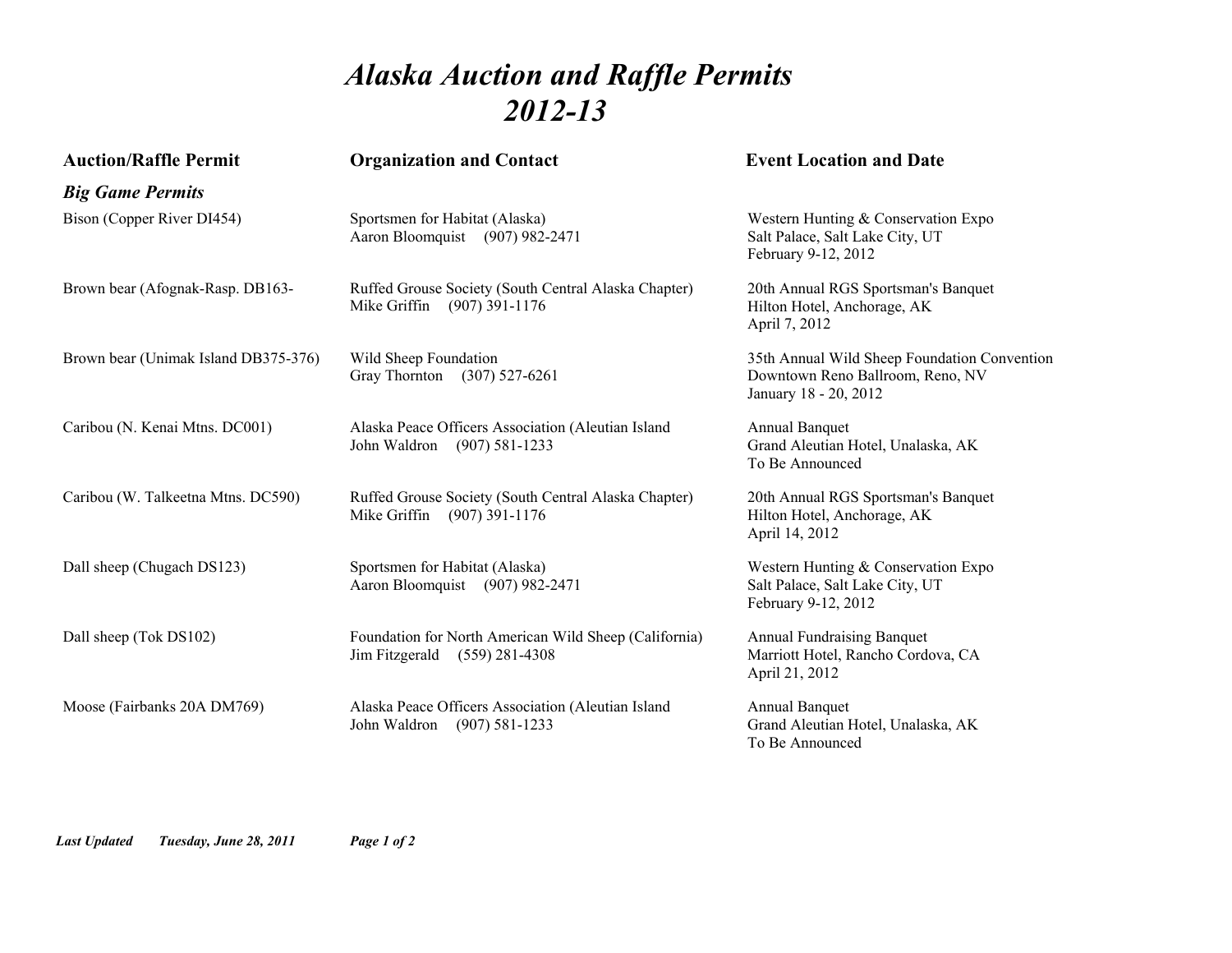# *Alaska Auction and Raffle Permits 2012-13*

| Auction/Raffle Permit | Organization and Contact | Event Location and Date |
|---|---|---|
| ***Big Game Permits*** | | |
| Bison (Copper River DI454) | Sportsmen for Habitat (Alaska)<br>Aaron Bloomquist (907) 982-2471 | Western Hunting & Conservation Expo<br>Salt Palace, Salt Lake City, UT<br>February 9-12, 2012 |
| Brown bear (Afognak-Rasp. DB163- | Ruffed Grouse Society (South Central Alaska Chapter)<br>Mike Griffin (907) 391-1176 | 20th Annual RGS Sportsman's Banquet<br>Hilton Hotel, Anchorage, AK<br>April 7, 2012 |
| Brown bear (Unimak Island DB375-376) | Wild Sheep Foundation<br>Gray Thornton (307) 527-6261 | 35th Annual Wild Sheep Foundation Convention<br>Downtown Reno Ballroom, Reno, NV<br>January 18 - 20, 2012 |
| Caribou (N. Kenai Mtns. DC001) | Alaska Peace Officers Association (Aleutian Island<br>John Waldron (907) 581-1233 | Annual Banquet<br>Grand Aleutian Hotel, Unalaska, AK<br>To Be Announced |
| Caribou (W. Talkeetna Mtns. DC590) | Ruffed Grouse Society (South Central Alaska Chapter)<br>Mike Griffin (907) 391-1176 | 20th Annual RGS Sportsman's Banquet<br>Hilton Hotel, Anchorage, AK<br>April 14, 2012 |
| Dall sheep (Chugach DS123) | Sportsmen for Habitat (Alaska)<br>Aaron Bloomquist (907) 982-2471 | Western Hunting & Conservation Expo<br>Salt Palace, Salt Lake City, UT<br>February 9-12, 2012 |
| Dall sheep (Tok DS102) | Foundation for North American Wild Sheep (California)<br>Jim Fitzgerald (559) 281-4308 | Annual Fundraising Banquet<br>Marriott Hotel, Rancho Cordova, CA<br>April 21, 2012 |
| Moose (Fairbanks 20A DM769) | Alaska Peace Officers Association (Aleutian Island<br>John Waldron (907) 581-1233 | Annual Banquet<br>Grand Aleutian Hotel, Unalaska, AK<br>To Be Announced |

*Last Updated Tuesday, June 28, 2011*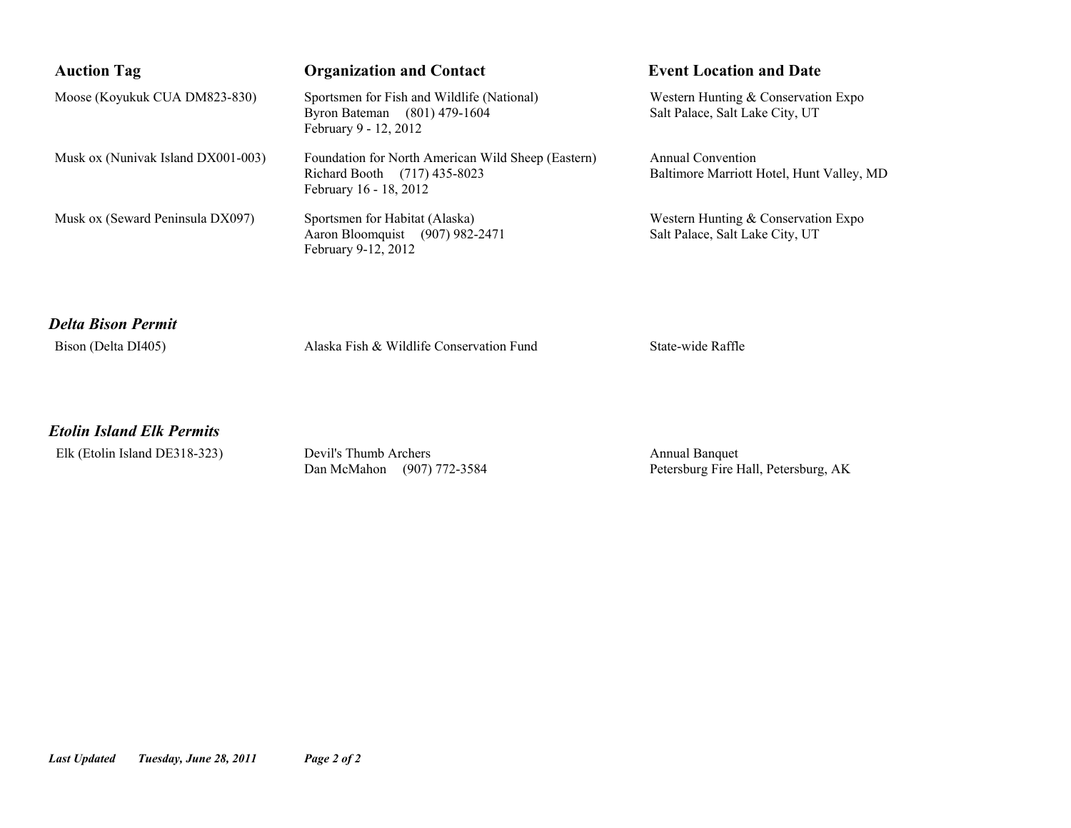| Auction Tag | Organization and Contact | Event Location and Date |
| --- | --- | --- |
| Moose (Koyukuk CUA DM823-830) | Sportsmen for Fish and Wildlife (National)<br>Byron Bateman (801) 479-1604<br>February 9 - 12, 2012 | Western Hunting & Conservation Expo<br>Salt Palace, Salt Lake City, UT |
| Musk ox (Nunivak Island DX001-003) | Foundation for North American Wild Sheep (Eastern)<br>Richard Booth (717) 435-8023<br>February 16 - 18, 2012 | Annual Convention<br>Baltimore Marriott Hotel, Hunt Valley, MD |
| Musk ox (Seward Peninsula DX097) | Sportsmen for Habitat (Alaska)<br>Aaron Bloomquist (907) 982-2471<br>February 9-12, 2012 | Western Hunting & Conservation Expo<br>Salt Palace, Salt Lake City, UT |

### *Delta Bison Permit*

| | | |
| --- | --- | --- |
| Bison (Delta DI405) | Alaska Fish & Wildlife Conservation Fund | State-wide Raffle |

### *Etolin Island Elk Permits*

| | | |
| --- | --- | --- |
| Elk (Etolin Island DE318-323) | Devil's Thumb Archers<br>Dan McMahon (907) 772-3584 | Annual Banquet<br>Petersburg Fire Hall, Petersburg, AK |

***Last Updated Tuesday, June 28, 2011***